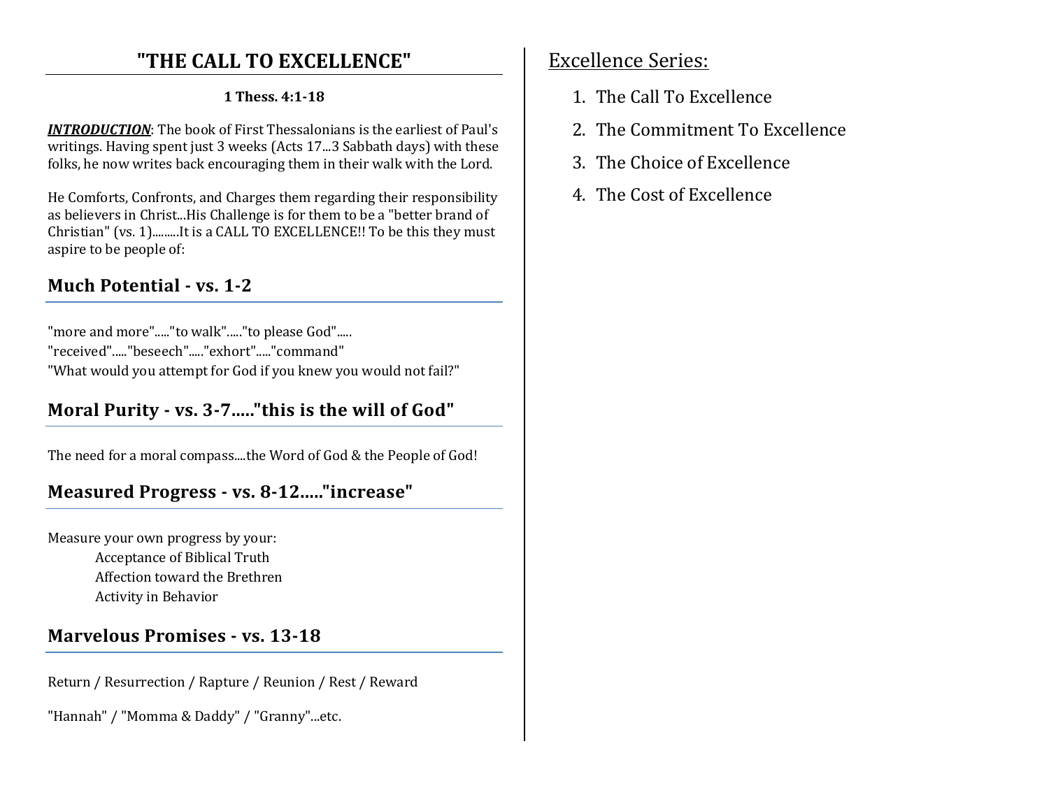# "THE CALL TO EXCELLENCE"

**1 Thess. 4:1-18**

***INTRODUCTION***: The book of First Thessalonians is the earliest of Paul's writings. Having spent just 3 weeks (Acts 17...3 Sabbath days) with these folks, he now writes back encouraging them in their walk with the Lord.

He Comforts, Confronts, and Charges them regarding their responsibility as believers in Christ...His Challenge is for them to be a "better brand of Christian" (vs. 1).........It is a CALL TO EXCELLENCE!! To be this they must aspire to be people of:

## Much Potential - vs. 1-2

"more and more"....."to walk"....."to please God".....
"received"....."beseech"....."exhort"....."command"
"What would you attempt for God if you knew you would not fail?"

## Moral Purity - vs. 3-7....."this is the will of God"

The need for a moral compass....the Word of God & the People of God!

## Measured Progress - vs. 8-12....."increase"

Measure your own progress by your:

- Acceptance of Biblical Truth
- Affection toward the Brethren
- Activity in Behavior

## Marvelous Promises - vs. 13-18

Return / Resurrection / Rapture / Reunion / Rest / Reward

"Hannah" / "Momma & Daddy" / "Granny"...etc.

Excellence Series:

1. The Call To Excellence
2. The Commitment To Excellence
3. The Choice of Excellence
4. The Cost of Excellence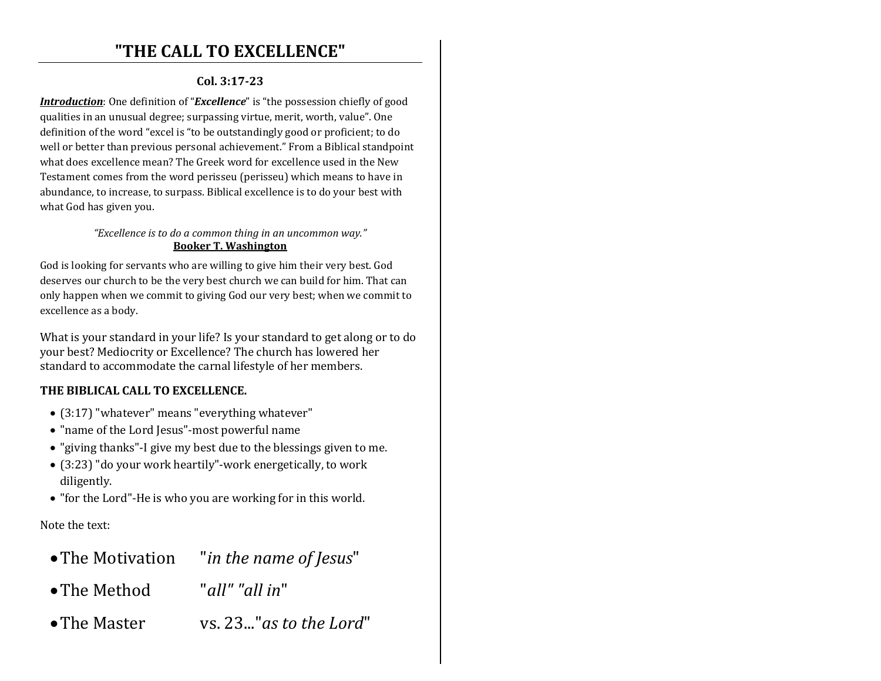# "THE CALL TO EXCELLENCE"

**Col. 3:17-23**

***Introduction***: One definition of "***Excellence***" is "the possession chiefly of good qualities in an unusual degree; surpassing virtue, merit, worth, value". One definition of the word "excel is "to be outstandingly good or proficient; to do well or better than previous personal achievement." From a Biblical standpoint what does excellence mean? The Greek word for excellence used in the New Testament comes from the word perisseu (perisseu) which means to have in abundance, to increase, to surpass. Biblical excellence is to do your best with what God has given you.

*"Excellence is to do a common thing in an uncommon way."*
**Booker T. Washington**

God is looking for servants who are willing to give him their very best. God deserves our church to be the very best church we can build for him. That can only happen when we commit to giving God our very best; when we commit to excellence as a body.

What is your standard in your life? Is your standard to get along or to do your best? Mediocrity or Excellence? The church has lowered her standard to accommodate the carnal lifestyle of her members.

**THE BIBLICAL CALL TO EXCELLENCE.**

- (3:17) "whatever" means "everything whatever"
- "name of the Lord Jesus"-most powerful name
- "giving thanks"-I give my best due to the blessings given to me.
- (3:23) "do your work heartily"-work energetically, to work diligently.
- "for the Lord"-He is who you are working for in this world.

Note the text:

- The Motivation "*in the name of Jesus*"
- The Method "*all" "all in*"
- The Master vs. 23..."*as to the Lord*"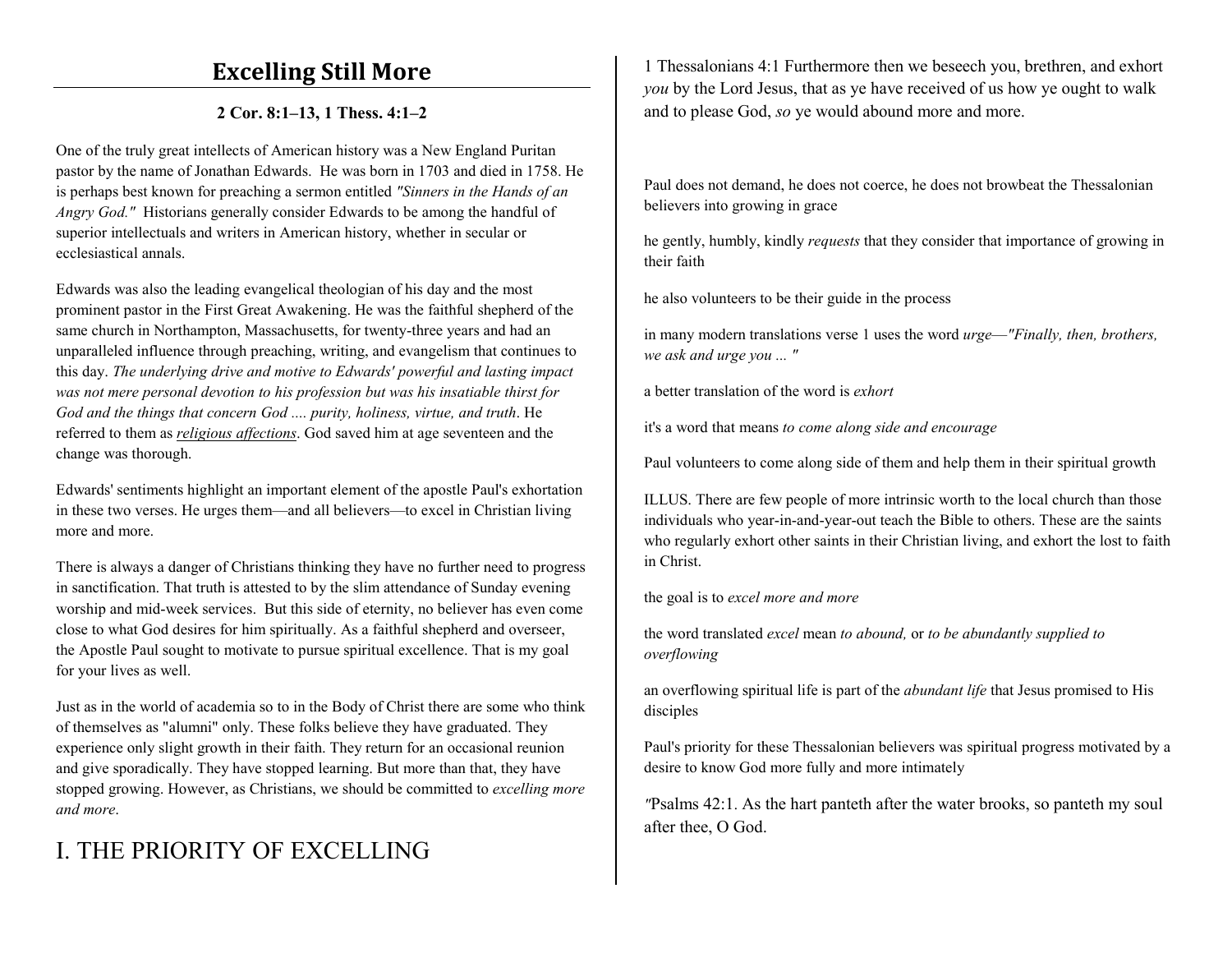## Excelling Still More

**2 Cor. 8:1–13, 1 Thess. 4:1–2**

One of the truly great intellects of American history was a New England Puritan pastor by the name of Jonathan Edwards. He was born in 1703 and died in 1758. He is perhaps best known for preaching a sermon entitled *"Sinners in the Hands of an Angry God."* Historians generally consider Edwards to be among the handful of superior intellectuals and writers in American history, whether in secular or ecclesiastical annals.

Edwards was also the leading evangelical theologian of his day and the most prominent pastor in the First Great Awakening. He was the faithful shepherd of the same church in Northampton, Massachusetts, for twenty-three years and had an unparalleled influence through preaching, writing, and evangelism that continues to this day. *The underlying drive and motive to Edwards' powerful and lasting impact was not mere personal devotion to his profession but was his insatiable thirst for God and the things that concern God .... purity, holiness, virtue, and truth*. He referred to them as *religious affections*. God saved him at age seventeen and the change was thorough.

Edwards' sentiments highlight an important element of the apostle Paul's exhortation in these two verses. He urges them—and all believers—to excel in Christian living more and more.

There is always a danger of Christians thinking they have no further need to progress in sanctification. That truth is attested to by the slim attendance of Sunday evening worship and mid-week services. But this side of eternity, no believer has even come close to what God desires for him spiritually. As a faithful shepherd and overseer, the Apostle Paul sought to motivate to pursue spiritual excellence. That is my goal for your lives as well.

Just as in the world of academia so to in the Body of Christ there are some who think of themselves as "alumni" only. These folks believe they have graduated. They experience only slight growth in their faith. They return for an occasional reunion and give sporadically. They have stopped learning. But more than that, they have stopped growing. However, as Christians, we should be committed to *excelling more and more*.

# I. THE PRIORITY OF EXCELLING

1 Thessalonians 4:1 Furthermore then we beseech you, brethren, and exhort *you* by the Lord Jesus, that as ye have received of us how ye ought to walk and to please God, *so* ye would abound more and more.

Paul does not demand, he does not coerce, he does not browbeat the Thessalonian believers into growing in grace

he gently, humbly, kindly *requests* that they consider that importance of growing in their faith

he also volunteers to be their guide in the process

in many modern translations verse 1 uses the word *urge—"Finally, then, brothers, we ask and urge you ... "*

a better translation of the word is *exhort*

it's a word that means *to come along side and encourage*

Paul volunteers to come along side of them and help them in their spiritual growth

ILLUS. There are few people of more intrinsic worth to the local church than those individuals who year-in-and-year-out teach the Bible to others. These are the saints who regularly exhort other saints in their Christian living, and exhort the lost to faith in Christ.

the goal is to *excel more and more*

the word translated *excel* mean *to abound,* or *to be abundantly supplied to overflowing*

an overflowing spiritual life is part of the *abundant life* that Jesus promised to His disciples

Paul's priority for these Thessalonian believers was spiritual progress motivated by a desire to know God more fully and more intimately

"Psalms 42:1. As the hart panteth after the water brooks, so panteth my soul after thee, O God.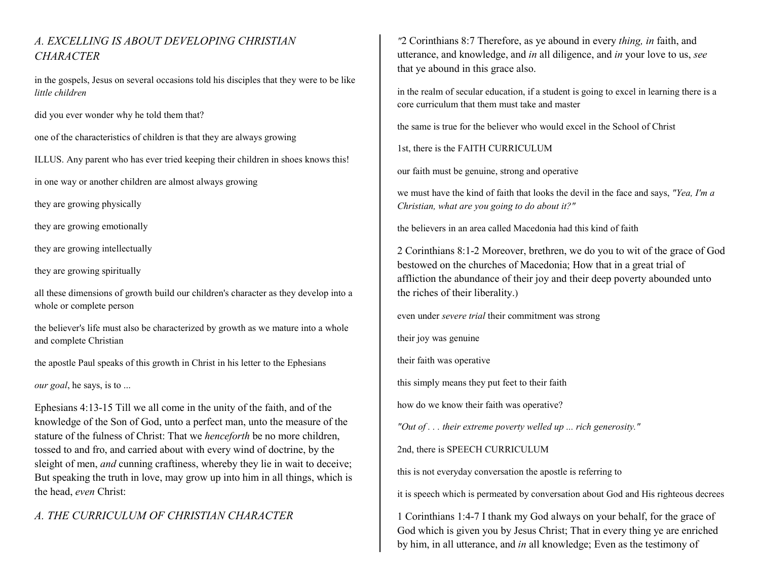## *A. EXCELLING IS ABOUT DEVELOPING CHRISTIAN CHARACTER*

in the gospels, Jesus on several occasions told his disciples that they were to be like *little children*

did you ever wonder why he told them that?

one of the characteristics of children is that they are always growing

ILLUS. Any parent who has ever tried keeping their children in shoes knows this!

in one way or another children are almost always growing

they are growing physically

they are growing emotionally

they are growing intellectually

they are growing spiritually

all these dimensions of growth build our children's character as they develop into a whole or complete person

the believer's life must also be characterized by growth as we mature into a whole and complete Christian

the apostle Paul speaks of this growth in Christ in his letter to the Ephesians

*our goal*, he says, is to ...

Ephesians 4:13-15 Till we all come in the unity of the faith, and of the knowledge of the Son of God, unto a perfect man, unto the measure of the stature of the fulness of Christ: That we *henceforth* be no more children, tossed to and fro, and carried about with every wind of doctrine, by the sleight of men, *and* cunning craftiness, whereby they lie in wait to deceive; But speaking the truth in love, may grow up into him in all things, which is the head, *even* Christ:

## *A. THE CURRICULUM OF CHRISTIAN CHARACTER*

"2 Corinthians 8:7 Therefore, as ye abound in every *thing, in* faith, and utterance, and knowledge, and *in* all diligence, and *in* your love to us, *see* that ye abound in this grace also.

in the realm of secular education, if a student is going to excel in learning there is a core curriculum that them must take and master

the same is true for the believer who would excel in the School of Christ

1st, there is the FAITH CURRICULUM

our faith must be genuine, strong and operative

we must have the kind of faith that looks the devil in the face and says, *"Yea, I'm a Christian, what are you going to do about it?"*

the believers in an area called Macedonia had this kind of faith

2 Corinthians 8:1-2 Moreover, brethren, we do you to wit of the grace of God bestowed on the churches of Macedonia; How that in a great trial of affliction the abundance of their joy and their deep poverty abounded unto the riches of their liberality.)

even under *severe trial* their commitment was strong

their joy was genuine

their faith was operative

this simply means they put feet to their faith

how do we know their faith was operative?

*"Out of . . . their extreme poverty welled up ... rich generosity."*

2nd, there is SPEECH CURRICULUM

this is not everyday conversation the apostle is referring to

it is speech which is permeated by conversation about God and His righteous decrees

1 Corinthians 1:4-7 I thank my God always on your behalf, for the grace of God which is given you by Jesus Christ; That in every thing ye are enriched by him, in all utterance, and *in* all knowledge; Even as the testimony of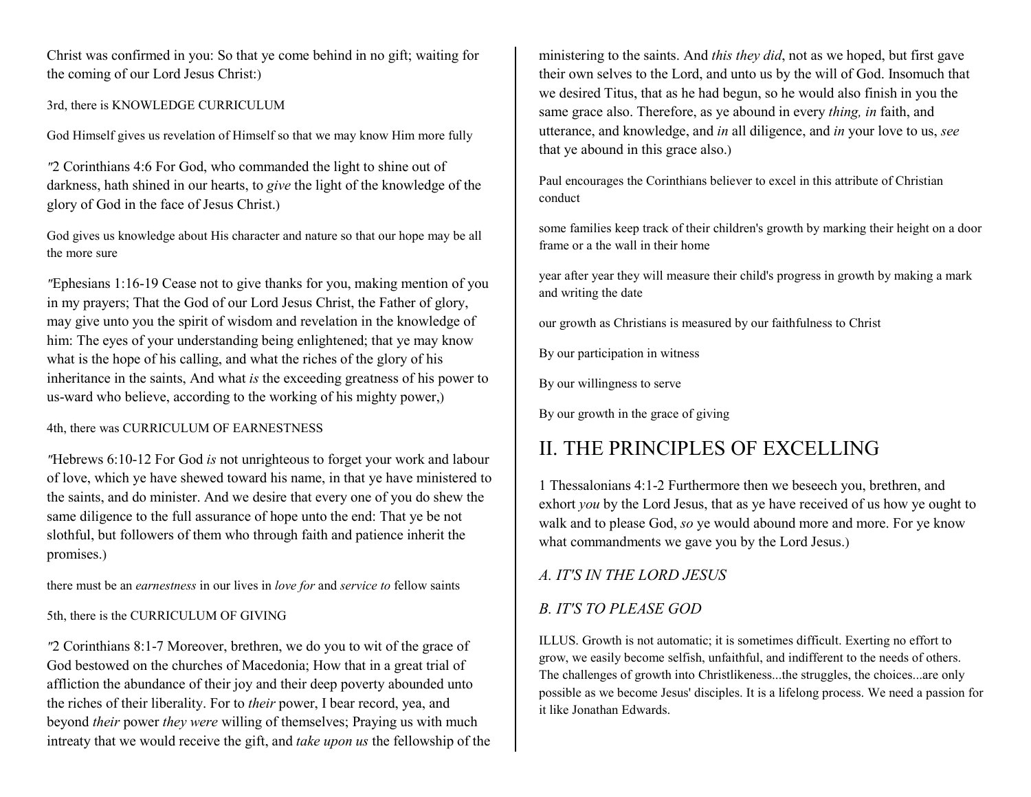Christ was confirmed in you: So that ye come behind in no gift; waiting for the coming of our Lord Jesus Christ:)

3rd, there is KNOWLEDGE CURRICULUM

God Himself gives us revelation of Himself so that we may know Him more fully

″2 Corinthians 4:6 For God, who commanded the light to shine out of darkness, hath shined in our hearts, to *give* the light of the knowledge of the glory of God in the face of Jesus Christ.)

God gives us knowledge about His character and nature so that our hope may be all the more sure

″Ephesians 1:16-19 Cease not to give thanks for you, making mention of you in my prayers; That the God of our Lord Jesus Christ, the Father of glory, may give unto you the spirit of wisdom and revelation in the knowledge of him: The eyes of your understanding being enlightened; that ye may know what is the hope of his calling, and what the riches of the glory of his inheritance in the saints, And what *is* the exceeding greatness of his power to us-ward who believe, according to the working of his mighty power,)

4th, there was CURRICULUM OF EARNESTNESS

″Hebrews 6:10-12 For God *is* not unrighteous to forget your work and labour of love, which ye have shewed toward his name, in that ye have ministered to the saints, and do minister. And we desire that every one of you do shew the same diligence to the full assurance of hope unto the end: That ye be not slothful, but followers of them who through faith and patience inherit the promises.)

there must be an *earnestness* in our lives in *love for* and *service to* fellow saints

5th, there is the CURRICULUM OF GIVING

″2 Corinthians 8:1-7 Moreover, brethren, we do you to wit of the grace of God bestowed on the churches of Macedonia; How that in a great trial of affliction the abundance of their joy and their deep poverty abounded unto the riches of their liberality. For to *their* power, I bear record, yea, and beyond *their* power *they were* willing of themselves; Praying us with much intreaty that we would receive the gift, and *take upon us* the fellowship of the ministering to the saints. And *this they did*, not as we hoped, but first gave their own selves to the Lord, and unto us by the will of God. Insomuch that we desired Titus, that as he had begun, so he would also finish in you the same grace also. Therefore, as ye abound in every *thing, in* faith, and utterance, and knowledge, and *in* all diligence, and *in* your love to us, *see* that ye abound in this grace also.)

Paul encourages the Corinthians believer to excel in this attribute of Christian conduct

some families keep track of their children's growth by marking their height on a door frame or a the wall in their home

year after year they will measure their child's progress in growth by making a mark and writing the date

our growth as Christians is measured by our faithfulness to Christ

By our participation in witness

By our willingness to serve

By our growth in the grace of giving

## II. THE PRINCIPLES OF EXCELLING

1 Thessalonians 4:1-2 Furthermore then we beseech you, brethren, and exhort *you* by the Lord Jesus, that as ye have received of us how ye ought to walk and to please God, *so* ye would abound more and more. For ye know what commandments we gave you by the Lord Jesus.)

### *A. IT'S IN THE LORD JESUS*

### *B. IT'S TO PLEASE GOD*

ILLUS. Growth is not automatic; it is sometimes difficult. Exerting no effort to grow, we easily become selfish, unfaithful, and indifferent to the needs of others. The challenges of growth into Christlikeness...the struggles, the choices...are only possible as we become Jesus' disciples. It is a lifelong process. We need a passion for it like Jonathan Edwards.